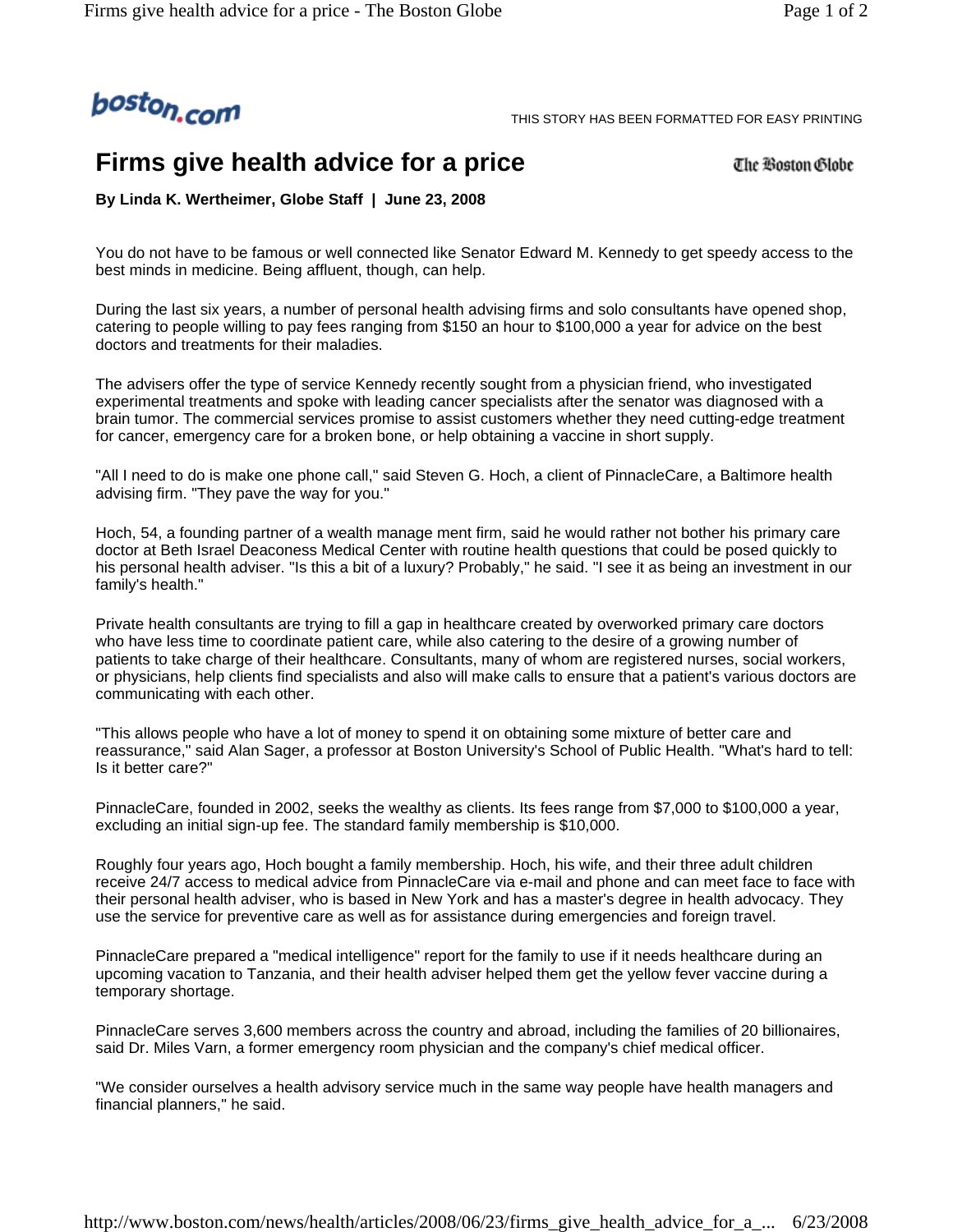boston.com

THIS STORY HAS BEEN FORMATTED FOR EASY PRINTING

# Firms give health advice for a price

The Boston Globe

**By Linda K. Wertheimer, Globe Staff | June 23, 2008**

You do not have to be famous or well connected like Senator Edward M. Kennedy to get speedy access to the best minds in medicine. Being affluent, though, can help.

During the last six years, a number of personal health advising firms and solo consultants have opened shop, catering to people willing to pay fees ranging from $150 an hour to $100,000 a year for advice on the best doctors and treatments for their maladies.

The advisers offer the type of service Kennedy recently sought from a physician friend, who investigated experimental treatments and spoke with leading cancer specialists after the senator was diagnosed with a brain tumor. The commercial services promise to assist customers whether they need cutting-edge treatment for cancer, emergency care for a broken bone, or help obtaining a vaccine in short supply.

"All I need to do is make one phone call," said Steven G. Hoch, a client of PinnacleCare, a Baltimore health advising firm. "They pave the way for you."

Hoch, 54, a founding partner of a wealth manage ment firm, said he would rather not bother his primary care doctor at Beth Israel Deaconess Medical Center with routine health questions that could be posed quickly to his personal health adviser. "Is this a bit of a luxury? Probably," he said. "I see it as being an investment in our family's health."

Private health consultants are trying to fill a gap in healthcare created by overworked primary care doctors who have less time to coordinate patient care, while also catering to the desire of a growing number of patients to take charge of their healthcare. Consultants, many of whom are registered nurses, social workers, or physicians, help clients find specialists and also will make calls to ensure that a patient's various doctors are communicating with each other.

"This allows people who have a lot of money to spend it on obtaining some mixture of better care and reassurance," said Alan Sager, a professor at Boston University's School of Public Health. "What's hard to tell: Is it better care?"

PinnacleCare, founded in 2002, seeks the wealthy as clients. Its fees range from $7,000 to $100,000 a year, excluding an initial sign-up fee. The standard family membership is $10,000.

Roughly four years ago, Hoch bought a family membership. Hoch, his wife, and their three adult children receive 24/7 access to medical advice from PinnacleCare via e-mail and phone and can meet face to face with their personal health adviser, who is based in New York and has a master's degree in health advocacy. They use the service for preventive care as well as for assistance during emergencies and foreign travel.

PinnacleCare prepared a "medical intelligence" report for the family to use if it needs healthcare during an upcoming vacation to Tanzania, and their health adviser helped them get the yellow fever vaccine during a temporary shortage.

PinnacleCare serves 3,600 members across the country and abroad, including the families of 20 billionaires, said Dr. Miles Varn, a former emergency room physician and the company's chief medical officer.

"We consider ourselves a health advisory service much in the same way people have health managers and financial planners," he said.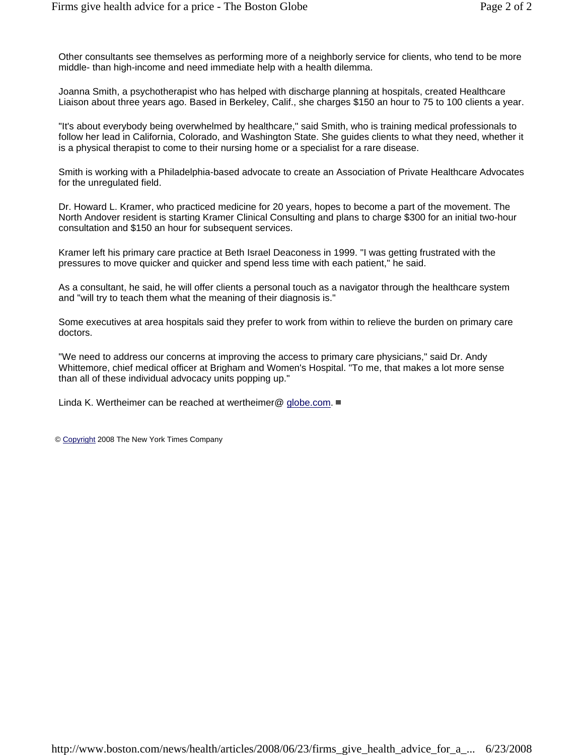Other consultants see themselves as performing more of a neighborly service for clients, who tend to be more middle- than high-income and need immediate help with a health dilemma.

Joanna Smith, a psychotherapist who has helped with discharge planning at hospitals, created Healthcare Liaison about three years ago. Based in Berkeley, Calif., she charges $150 an hour to 75 to 100 clients a year.

"It's about everybody being overwhelmed by healthcare," said Smith, who is training medical professionals to follow her lead in California, Colorado, and Washington State. She guides clients to what they need, whether it is a physical therapist to come to their nursing home or a specialist for a rare disease.

Smith is working with a Philadelphia-based advocate to create an Association of Private Healthcare Advocates for the unregulated field.

Dr. Howard L. Kramer, who practiced medicine for 20 years, hopes to become a part of the movement. The North Andover resident is starting Kramer Clinical Consulting and plans to charge $300 for an initial two-hour consultation and $150 an hour for subsequent services.

Kramer left his primary care practice at Beth Israel Deaconess in 1999. "I was getting frustrated with the pressures to move quicker and quicker and spend less time with each patient," he said.

As a consultant, he said, he will offer clients a personal touch as a navigator through the healthcare system and "will try to teach them what the meaning of their diagnosis is."

Some executives at area hospitals said they prefer to work from within to relieve the burden on primary care doctors.

"We need to address our concerns at improving the access to primary care physicians," said Dr. Andy Whittemore, chief medical officer at Brigham and Women's Hospital. "To me, that makes a lot more sense than all of these individual advocacy units popping up."

Linda K. Wertheimer can be reached at wertheimer@ globe.com. ■

© Copyright 2008 The New York Times Company